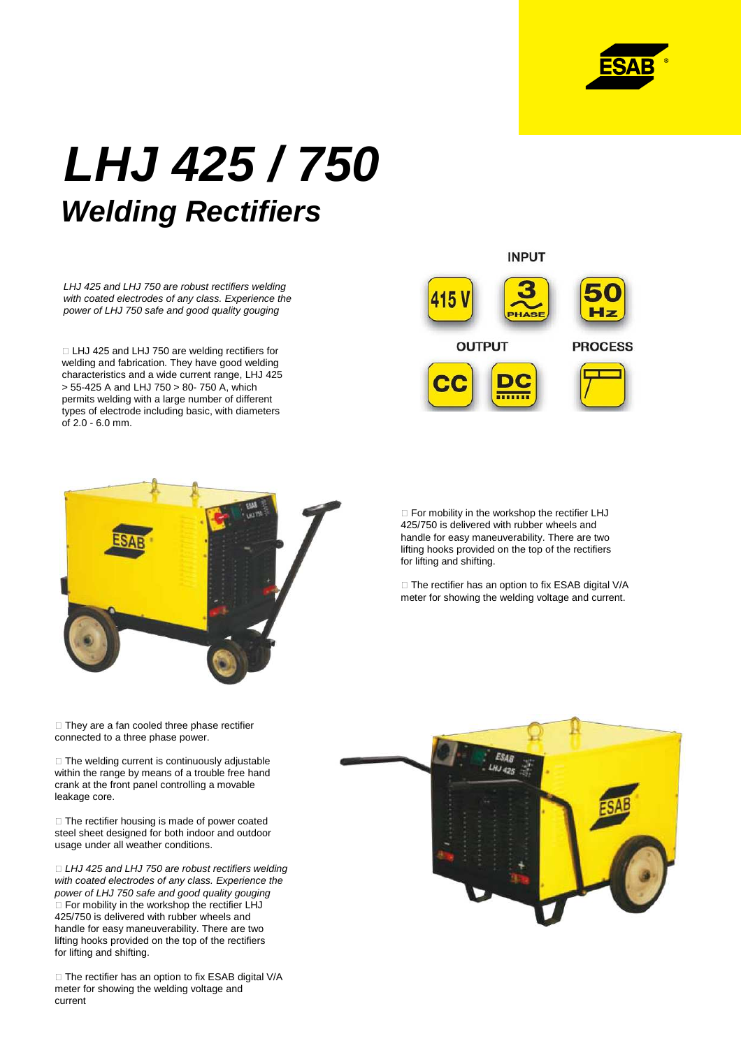# LHJ 425 / 750

## Welding Rectifiers

*LHJ 425 and LHJ 750 are robust rectifiers welding with coated electrodes of any class. Experience the power of LHJ 750 safe and good quality gouging*

INPUT

415 V | 3 PHASE | 50 Hz

OUTPUT

CC | DC

PROCESS

- LHJ 425 and LHJ 750 are welding rectifiers for welding and fabrication. They have good welding characteristics and a wide current range, LHJ 425 > 55-425 A and LHJ 750 > 80- 750 A, which permits welding with a large number of different types of electrode including basic, with diameters of 2.0 - 6.0 mm.

- For mobility in the workshop the rectifier LHJ 425/750 is delivered with rubber wheels and handle for easy maneuverability. There are two lifting hooks provided on the top of the rectifiers for lifting and shifting.

- The rectifier has an option to fix ESAB digital V/A meter for showing the welding voltage and current.

- They are a fan cooled three phase rectifier connected to a three phase power.

- The welding current is continuously adjustable within the range by means of a trouble free hand crank at the front panel controlling a movable leakage core.

- The rectifier housing is made of power coated steel sheet designed for both indoor and outdoor usage under all weather conditions.

- *LHJ 425 and LHJ 750 are robust rectifiers welding with coated electrodes of any class. Experience the power of LHJ 750 safe and good quality gouging*
- For mobility in the workshop the rectifier LHJ 425/750 is delivered with rubber wheels and handle for easy maneuverability. There are two lifting hooks provided on the top of the rectifiers for lifting and shifting.

- The rectifier has an option to fix ESAB digital V/A meter for showing the welding voltage and current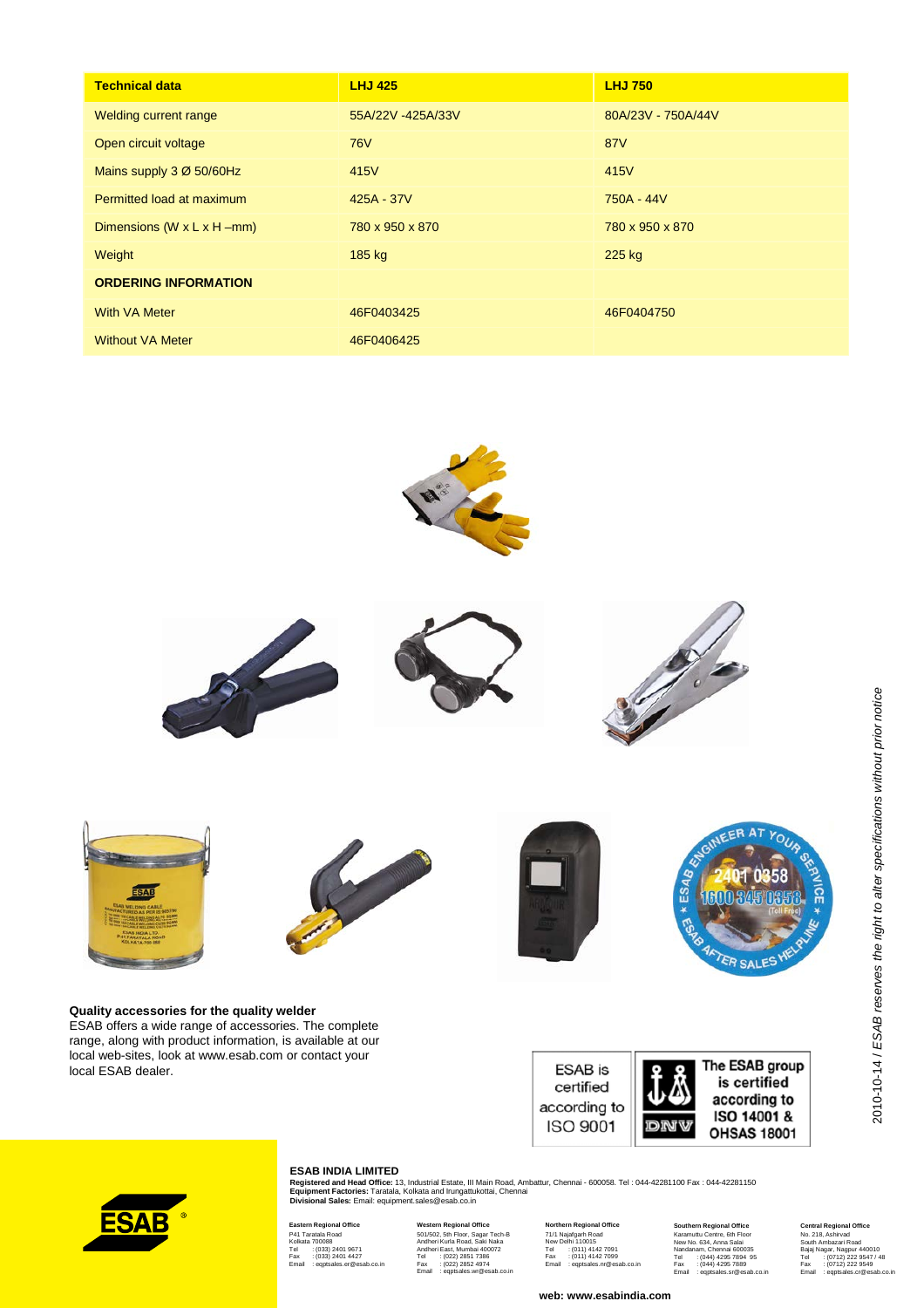| Technical data | LHJ 425 | LHJ 750 |
|---|---|---|
| Welding current range | 55A/22V -425A/33V | 80A/23V - 750A/44V |
| Open circuit voltage | 76V | 87V |
| Mains supply 3 Ø 50/60Hz | 415V | 415V |
| Permitted load at maximum | 425A - 37V | 750A - 44V |
| Dimensions (W x L x H –mm) | 780 x 950 x 870 | 780 x 950 x 870 |
| Weight | 185 kg | 225 kg |
| **ORDERING INFORMATION** | | |
| With VA Meter | 46F0403425 | 46F0404750 |
| Without VA Meter | 46F0406425 | |

**Quality accessories for the quality welder**
ESAB offers a wide range of accessories. The complete range, along with product information, is available at our local web-sites, look at www.esab.com or contact your local ESAB dealer.

ESAB is certified according to ISO 9001

The ESAB group is certified according to ISO 14001 & OHSAS 18001

*2010-10-14 / ESAB reserves the right to alter specifications without prior notice*

**ESAB INDIA LIMITED**
**Registered and Head Office:** 13, Industrial Estate, III Main Road, Ambattur, Chennai - 600058. Tel : 044-42281100 Fax : 044-42281150
**Equipment Factories:** Taratala, Kolkata and Irungattukottai, Chennai
**Divisional Sales:** Email: equipment.sales@esab.co.in

**Eastern Regional Office**
P41 Taratala Road
Kolkata 700088
Tel : (033) 2401 9671
Fax : (033) 2401 4427
Email : eqptsales.er@esab.co.in

**Western Regional Office**
501/502, 5th Floor, Sagar Tech-B
Andheri Kurla Road, Saki Naka
Andheri East, Mumbai 400072
Tel : (022) 2851 7386
Fax : (022) 2852 4974
Email : eqptsales.wr@esab.co.in

**Northern Regional Office**
71/1 Najafgarh Road
New Delhi 110015
Tel : (011) 4142 7091
Fax : (011) 4142 7099
Email : eqptsales.nr@esab.co.in

**Southern Regional Office**
Karamuttu Centre, 6th Floor
New No. 634, Anna Salai
Nandanam, Chennai 600035
Tel : (044) 4295 7894 95
Fax : (044) 4295 7889
Email : eqptsales.sr@esab.co.in

**Central Regional Office**
No. 218, Ashirvad
South Ambazari Road
Bajaj Nagar, Nagpur 440010
Tel : (0712) 222 9547 / 48
Fax : (0712) 222 9549
Email : eqptsales.cr@esab.co.in

**web: www.esabindia.com**